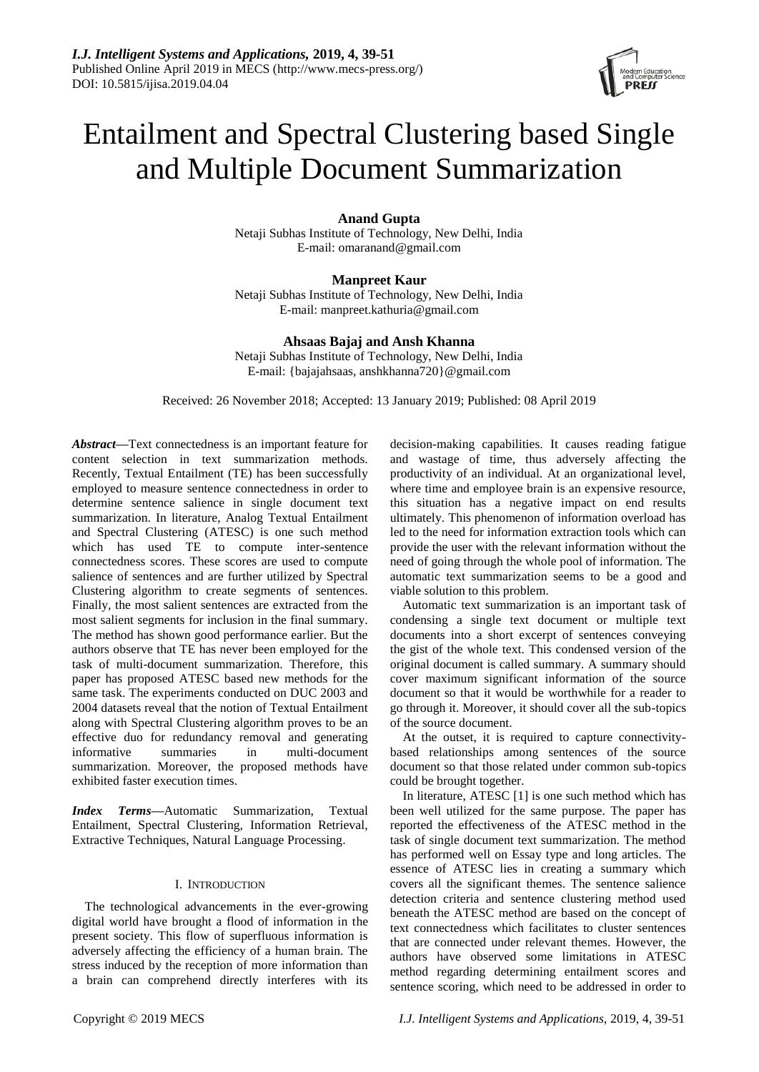# Entailment and Spectral Clustering based Single and Multiple Document Summarization

**Anand Gupta**
Netaji Subhas Institute of Technology, New Delhi, India
E-mail: omaranand@gmail.com

**Manpreet Kaur**
Netaji Subhas Institute of Technology, New Delhi, India
E-mail: manpreet.kathuria@gmail.com

**Ahsaas Bajaj and Ansh Khanna**
Netaji Subhas Institute of Technology, New Delhi, India
E-mail: {bajajahsaas, anshkhanna720}@gmail.com

Received: 26 November 2018; Accepted: 13 January 2019; Published: 08 April 2019

***Abstract*—**Text connectedness is an important feature for content selection in text summarization methods. Recently, Textual Entailment (TE) has been successfully employed to measure sentence connectedness in order to determine sentence salience in single document text summarization. In literature, Analog Textual Entailment and Spectral Clustering (ATESC) is one such method which has used TE to compute inter-sentence connectedness scores. These scores are used to compute salience of sentences and are further utilized by Spectral Clustering algorithm to create segments of sentences. Finally, the most salient sentences are extracted from the most salient segments for inclusion in the final summary. The method has shown good performance earlier. But the authors observe that TE has never been employed for the task of multi-document summarization. Therefore, this paper has proposed ATESC based new methods for the same task. The experiments conducted on DUC 2003 and 2004 datasets reveal that the notion of Textual Entailment along with Spectral Clustering algorithm proves to be an effective duo for redundancy removal and generating informative summaries in multi-document summarization. Moreover, the proposed methods have exhibited faster execution times.

***Index Terms*—**Automatic Summarization, Textual Entailment, Spectral Clustering, Information Retrieval, Extractive Techniques, Natural Language Processing.

## I. Introduction

The technological advancements in the ever-growing digital world have brought a flood of information in the present society. This flow of superfluous information is adversely affecting the efficiency of a human brain. The stress induced by the reception of more information than a brain can comprehend directly interferes with its decision-making capabilities. It causes reading fatigue and wastage of time, thus adversely affecting the productivity of an individual. At an organizational level, where time and employee brain is an expensive resource, this situation has a negative impact on end results ultimately. This phenomenon of information overload has led to the need for information extraction tools which can provide the user with the relevant information without the need of going through the whole pool of information. The automatic text summarization seems to be a good and viable solution to this problem.

Automatic text summarization is an important task of condensing a single text document or multiple text documents into a short excerpt of sentences conveying the gist of the whole text. This condensed version of the original document is called summary. A summary should cover maximum significant information of the source document so that it would be worthwhile for a reader to go through it. Moreover, it should cover all the sub-topics of the source document.

At the outset, it is required to capture connectivity-based relationships among sentences of the source document so that those related under common sub-topics could be brought together.

In literature, ATESC [1] is one such method which has been well utilized for the same purpose. The paper has reported the effectiveness of the ATESC method in the task of single document text summarization. The method has performed well on Essay type and long articles. The essence of ATESC lies in creating a summary which covers all the significant themes. The sentence salience detection criteria and sentence clustering method used beneath the ATESC method are based on the concept of text connectedness which facilitates to cluster sentences that are connected under relevant themes. However, the authors have observed some limitations in ATESC method regarding determining entailment scores and sentence scoring, which need to be addressed in order to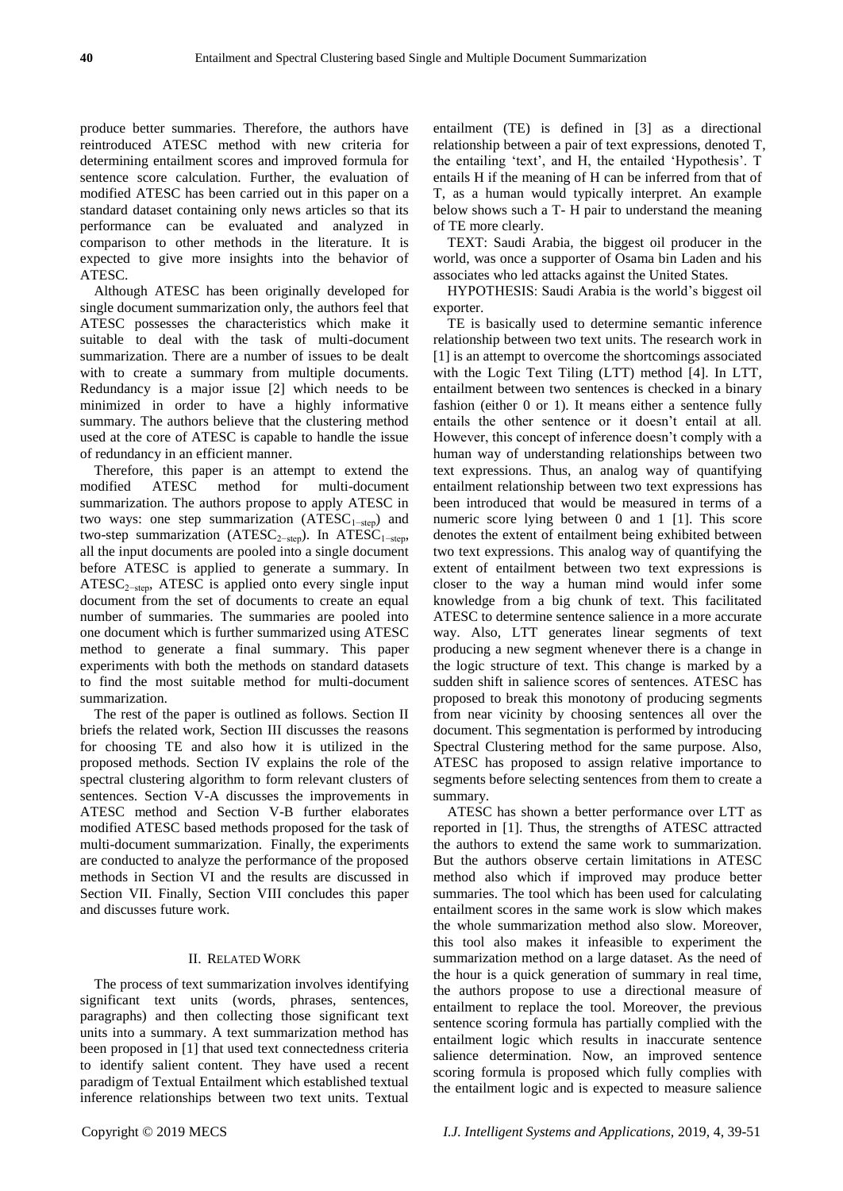produce better summaries. Therefore, the authors have reintroduced ATESC method with new criteria for determining entailment scores and improved formula for sentence score calculation. Further, the evaluation of modified ATESC has been carried out in this paper on a standard dataset containing only news articles so that its performance can be evaluated and analyzed in comparison to other methods in the literature. It is expected to give more insights into the behavior of ATESC.

Although ATESC has been originally developed for single document summarization only, the authors feel that ATESC possesses the characteristics which make it suitable to deal with the task of multi-document summarization. There are a number of issues to be dealt with to create a summary from multiple documents. Redundancy is a major issue [2] which needs to be minimized in order to have a highly informative summary. The authors believe that the clustering method used at the core of ATESC is capable to handle the issue of redundancy in an efficient manner.

Therefore, this paper is an attempt to extend the modified ATESC method for multi-document summarization. The authors propose to apply ATESC in two ways: one step summarization ($\text{ATESC}_{1-\text{step}}$) and two-step summarization ($\text{ATESC}_{2-\text{step}}$). In $\text{ATESC}_{1-\text{step}}$, all the input documents are pooled into a single document before ATESC is applied to generate a summary. In $\text{ATESC}_{2-\text{step}}$, ATESC is applied onto every single input document from the set of documents to create an equal number of summaries. The summaries are pooled into one document which is further summarized using ATESC method to generate a final summary. This paper experiments with both the methods on standard datasets to find the most suitable method for multi-document summarization.

The rest of the paper is outlined as follows. Section II briefs the related work, Section III discusses the reasons for choosing TE and also how it is utilized in the proposed methods. Section IV explains the role of the spectral clustering algorithm to form relevant clusters of sentences. Section V-A discusses the improvements in ATESC method and Section V-B further elaborates modified ATESC based methods proposed for the task of multi-document summarization. Finally, the experiments are conducted to analyze the performance of the proposed methods in Section VI and the results are discussed in Section VII. Finally, Section VIII concludes this paper and discusses future work.

## II. Related Work

The process of text summarization involves identifying significant text units (words, phrases, sentences, paragraphs) and then collecting those significant text units into a summary. A text summarization method has been proposed in [1] that used text connectedness criteria to identify salient content. They have used a recent paradigm of Textual Entailment which established textual inference relationships between two text units. Textual entailment (TE) is defined in [3] as a directional relationship between a pair of text expressions, denoted T, the entailing 'text', and H, the entailed 'Hypothesis'. T entails H if the meaning of H can be inferred from that of T, as a human would typically interpret. An example below shows such a T- H pair to understand the meaning of TE more clearly.

TEXT: Saudi Arabia, the biggest oil producer in the world, was once a supporter of Osama bin Laden and his associates who led attacks against the United States.

HYPOTHESIS: Saudi Arabia is the world's biggest oil exporter.

TE is basically used to determine semantic inference relationship between two text units. The research work in [1] is an attempt to overcome the shortcomings associated with the Logic Text Tiling (LTT) method [4]. In LTT, entailment between two sentences is checked in a binary fashion (either 0 or 1). It means either a sentence fully entails the other sentence or it doesn't entail at all. However, this concept of inference doesn't comply with a human way of understanding relationships between two text expressions. Thus, an analog way of quantifying entailment relationship between two text expressions has been introduced that would be measured in terms of a numeric score lying between 0 and 1 [1]. This score denotes the extent of entailment being exhibited between two text expressions. This analog way of quantifying the extent of entailment between two text expressions is closer to the way a human mind would infer some knowledge from a big chunk of text. This facilitated ATESC to determine sentence salience in a more accurate way. Also, LTT generates linear segments of text producing a new segment whenever there is a change in the logic structure of text. This change is marked by a sudden shift in salience scores of sentences. ATESC has proposed to break this monotony of producing segments from near vicinity by choosing sentences all over the document. This segmentation is performed by introducing Spectral Clustering method for the same purpose. Also, ATESC has proposed to assign relative importance to segments before selecting sentences from them to create a summary.

ATESC has shown a better performance over LTT as reported in [1]. Thus, the strengths of ATESC attracted the authors to extend the same work to summarization. But the authors observe certain limitations in ATESC method also which if improved may produce better summaries. The tool which has been used for calculating entailment scores in the same work is slow which makes the whole summarization method also slow. Moreover, this tool also makes it infeasible to experiment the summarization method on a large dataset. As the need of the hour is a quick generation of summary in real time, the authors propose to use a directional measure of entailment to replace the tool. Moreover, the previous sentence scoring formula has partially complied with the entailment logic which results in inaccurate sentence salience determination. Now, an improved sentence scoring formula is proposed which fully complies with the entailment logic and is expected to measure salience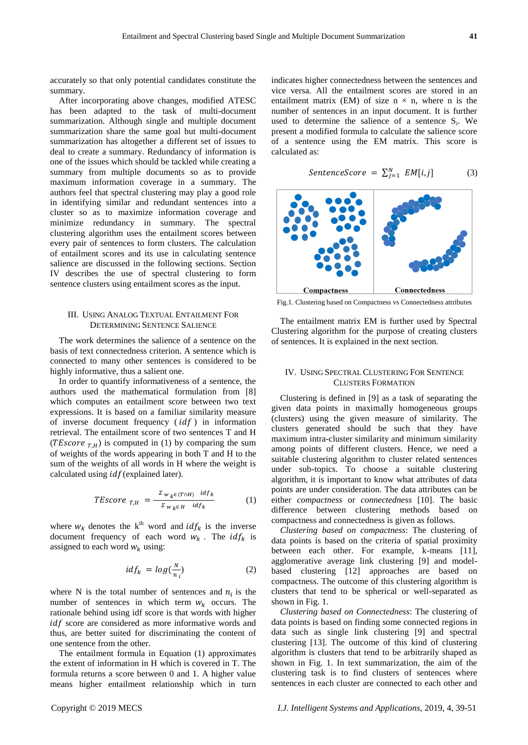accurately so that only potential candidates constitute the summary.

After incorporating above changes, modified ATESC has been adapted to the task of multi-document summarization. Although single and multiple document summarization share the same goal but multi-document summarization has altogether a different set of issues to deal to create a summary. Redundancy of information is one of the issues which should be tackled while creating a summary from multiple documents so as to provide maximum information coverage in a summary. The authors feel that spectral clustering may play a good role in identifying similar and redundant sentences into a cluster so as to maximize information coverage and minimize redundancy in summary. The spectral clustering algorithm uses the entailment scores between every pair of sentences to form clusters. The calculation of entailment scores and its use in calculating sentence salience are discussed in the following sections. Section IV describes the use of spectral clustering to form sentence clusters using entailment scores as the input.

## III. Using Analog Textual Entailment For Determining Sentence Salience

The work determines the salience of a sentence on the basis of text connectedness criterion. A sentence which is connected to many other sentences is considered to be highly informative, thus a salient one.

In order to quantify informativeness of a sentence, the authors used the mathematical formulation from [8] which computes an entailment score between two text expressions. It is based on a familiar similarity measure of inverse document frequency ($idf$) in information retrieval. The entailment score of two sentences T and H ($TEscore_{T,H}$) is computed in (1) by comparing the sum of weights of the words appearing in both T and H to the sum of the weights of all words in H where the weight is calculated using $idf$ (explained later).

$$TEscore_{T,H} = \frac{\Sigma_{w_k \in (T \cap H)} \; idf_k}{\Sigma_{w_k \in H} \; idf_k} \tag{1}$$

where $w_k$ denotes the k[th] word and $idf_k$ is the inverse document frequency of each word $w_k$. The $idf_k$ is assigned to each word $w_k$ using:

$$idf_k = log(\frac{N}{n_i}) \tag{2}$$

where N is the total number of sentences and $n_i$ is the number of sentences in which term $w_k$ occurs. The rationale behind using idf score is that words with higher $idf$ score are considered as more informative words and thus, are better suited for discriminating the content of one sentence from the other.

The entailment formula in Equation (1) approximates the extent of information in H which is covered in T. The formula returns a score between 0 and 1. A higher value means higher entailment relationship which in turn indicates higher connectedness between the sentences and vice versa. All the entailment scores are stored in an entailment matrix (EM) of size n × n, where n is the number of sentences in an input document. It is further used to determine the salience of a sentence $S_i$. We present a modified formula to calculate the salience score of a sentence using the EM matrix. This score is calculated as:

$$SentenceScore = \sum_{j=1}^{N} EM[i,j] \tag{3}$$

Fig.1. Clustering based on Compactness vs Connectedness attributes

The entailment matrix EM is further used by Spectral Clustering algorithm for the purpose of creating clusters of sentences. It is explained in the next section.

## IV. Using Spectral Clustering For Sentence Clusters Formation

Clustering is defined in [9] as a task of separating the given data points in maximally homogeneous groups (clusters) using the given measure of similarity. The clusters generated should be such that they have maximum intra-cluster similarity and minimum similarity among points of different clusters. Hence, we need a suitable clustering algorithm to cluster related sentences under sub-topics. To choose a suitable clustering algorithm, it is important to know what attributes of data points are under consideration. The data attributes can be either *compactness* or *connectedness* [10]. The basic difference between clustering methods based on compactness and connectedness is given as follows.

*Clustering based on compactness*: The clustering of data points is based on the criteria of spatial proximity between each other. For example, k-means [11], agglomerative average link clustering [9] and model-based clustering [12] approaches are based on compactness. The outcome of this clustering algorithm is clusters that tend to be spherical or well-separated as shown in Fig. 1.

*Clustering based on Connectedness*: The clustering of data points is based on finding some connected regions in data such as single link clustering [9] and spectral clustering [13]. The outcome of this kind of clustering algorithm is clusters that tend to be arbitrarily shaped as shown in Fig. 1. In text summarization, the aim of the clustering task is to find clusters of sentences where sentences in each cluster are connected to each other and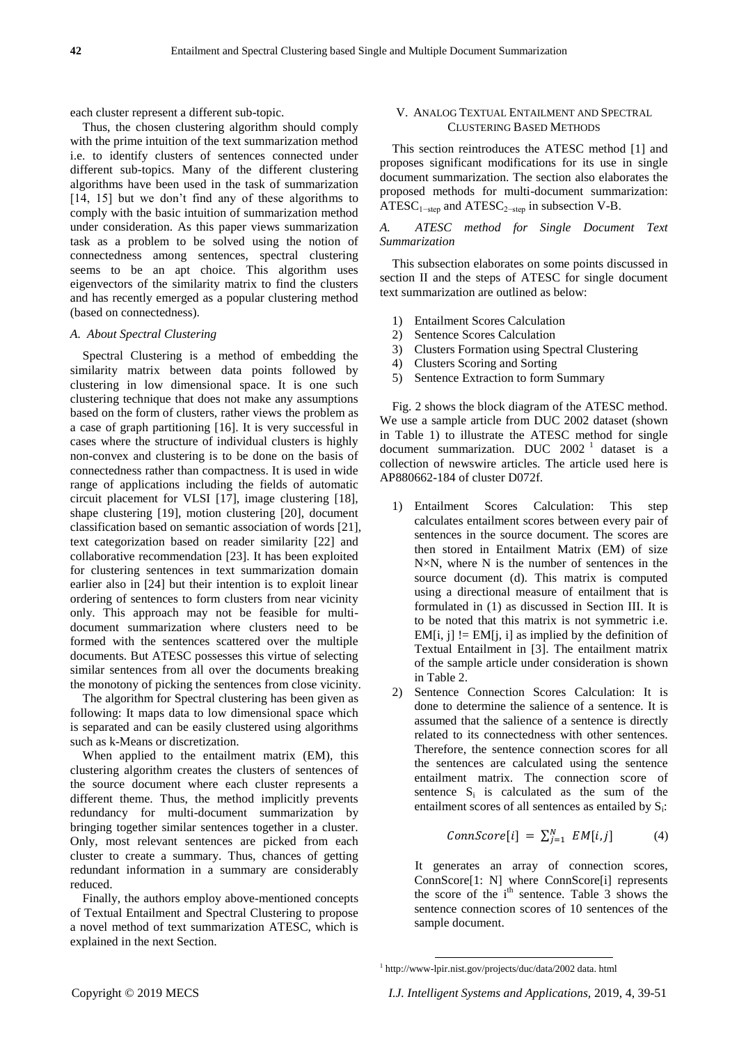each cluster represent a different sub-topic.

Thus, the chosen clustering algorithm should comply with the prime intuition of the text summarization method i.e. to identify clusters of sentences connected under different sub-topics. Many of the different clustering algorithms have been used in the task of summarization [14, 15] but we don't find any of these algorithms to comply with the basic intuition of summarization method under consideration. As this paper views summarization task as a problem to be solved using the notion of connectedness among sentences, spectral clustering seems to be an apt choice. This algorithm uses eigenvectors of the similarity matrix to find the clusters and has recently emerged as a popular clustering method (based on connectedness).

### *A. About Spectral Clustering*

Spectral Clustering is a method of embedding the similarity matrix between data points followed by clustering in low dimensional space. It is one such clustering technique that does not make any assumptions based on the form of clusters, rather views the problem as a case of graph partitioning [16]. It is very successful in cases where the structure of individual clusters is highly non-convex and clustering is to be done on the basis of connectedness rather than compactness. It is used in wide range of applications including the fields of automatic circuit placement for VLSI [17], image clustering [18], shape clustering [19], motion clustering [20], document classification based on semantic association of words [21], text categorization based on reader similarity [22] and collaborative recommendation [23]. It has been exploited for clustering sentences in text summarization domain earlier also in [24] but their intention is to exploit linear ordering of sentences to form clusters from near vicinity only. This approach may not be feasible for multi-document summarization where clusters need to be formed with the sentences scattered over the multiple documents. But ATESC possesses this virtue of selecting similar sentences from all over the documents breaking the monotony of picking the sentences from close vicinity.

The algorithm for Spectral clustering has been given as following: It maps data to low dimensional space which is separated and can be easily clustered using algorithms such as k-Means or discretization.

When applied to the entailment matrix (EM), this clustering algorithm creates the clusters of sentences of the source document where each cluster represents a different theme. Thus, the method implicitly prevents redundancy for multi-document summarization by bringing together similar sentences together in a cluster. Only, most relevant sentences are picked from each cluster to create a summary. Thus, chances of getting redundant information in a summary are considerably reduced.

Finally, the authors employ above-mentioned concepts of Textual Entailment and Spectral Clustering to propose a novel method of text summarization ATESC, which is explained in the next Section.

## V. Analog Textual Entailment and Spectral Clustering Based Methods

This section reintroduces the ATESC method [1] and proposes significant modifications for its use in single document summarization. The section also elaborates the proposed methods for multi-document summarization: $\text{ATESC}_{1\text{-step}}$ and $\text{ATESC}_{2\text{-step}}$ in subsection V-B.

### *A. ATESC method for Single Document Text Summarization*

This subsection elaborates on some points discussed in section II and the steps of ATESC for single document text summarization are outlined as below:

1) Entailment Scores Calculation
2) Sentence Scores Calculation
3) Clusters Formation using Spectral Clustering
4) Clusters Scoring and Sorting
5) Sentence Extraction to form Summary

Fig. 2 shows the block diagram of the ATESC method. We use a sample article from DUC 2002 dataset (shown in Table 1) to illustrate the ATESC method for single document summarization. DUC 2002 [1] dataset is a collection of newswire articles. The article used here is AP880662-184 of cluster D072f.

1) Entailment Scores Calculation: This step calculates entailment scores between every pair of sentences in the source document. The scores are then stored in Entailment Matrix (EM) of size N×N, where N is the number of sentences in the source document (d). This matrix is computed using a directional measure of entailment that is formulated in (1) as discussed in Section III. It is to be noted that this matrix is not symmetric i.e. EM[i, j] != EM[j, i] as implied by the definition of Textual Entailment in [3]. The entailment matrix of the sample article under consideration is shown in Table 2.
2) Sentence Connection Scores Calculation: It is done to determine the salience of a sentence. It is assumed that the salience of a sentence is directly related to its connectedness with other sentences. Therefore, the sentence connection scores for all the sentences are calculated using the sentence entailment matrix. The connection score of sentence $S_i$ is calculated as the sum of the entailment scores of all sentences as entailed by $S_i$:

$$ConnScore[i] = \sum_{j=1}^{N} EM[i,j] \qquad (4)$$

It generates an array of connection scores, ConnScore[1: N] where ConnScore[i] represents the score of the $i^{th}$ sentence. Table 3 shows the sentence connection scores of 10 sentences of the sample document.

[1] http://www-lpir.nist.gov/projects/duc/data/2002 data. html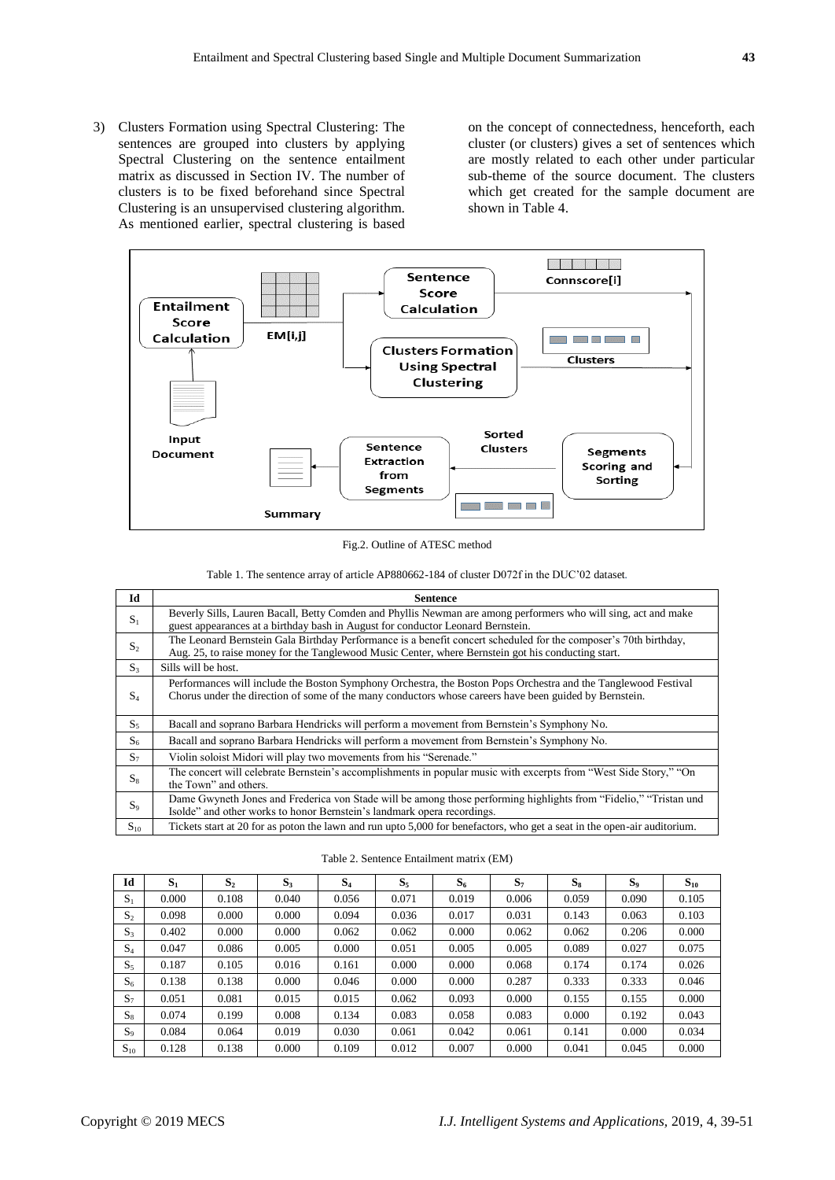3) Clusters Formation using Spectral Clustering: The sentences are grouped into clusters by applying Spectral Clustering on the sentence entailment matrix as discussed in Section IV. The number of clusters is to be fixed beforehand since Spectral Clustering is an unsupervised clustering algorithm. As mentioned earlier, spectral clustering is based on the concept of connectedness, henceforth, each cluster (or clusters) gives a set of sentences which are mostly related to each other under particular sub-theme of the source document. The clusters which get created for the sample document are shown in Table 4.

Fig.2. Outline of ATESC method

Table 1. The sentence array of article AP880662-184 of cluster D072f in the DUC'02 dataset.

| Id | Sentence |
|---|---|
| $S_1$ | Beverly Sills, Lauren Bacall, Betty Comden and Phyllis Newman are among performers who will sing, act and make guest appearances at a birthday bash in August for conductor Leonard Bernstein. |
| $S_2$ | The Leonard Bernstein Gala Birthday Performance is a benefit concert scheduled for the composer's 70th birthday, Aug. 25, to raise money for the Tanglewood Music Center, where Bernstein got his conducting start. |
| $S_3$ | Sills will be host. |
| $S_4$ | Performances will include the Boston Symphony Orchestra, the Boston Pops Orchestra and the Tanglewood Festival Chorus under the direction of some of the many conductors whose careers have been guided by Bernstein. |
| $S_5$ | Bacall and soprano Barbara Hendricks will perform a movement from Bernstein's Symphony No. |
| $S_6$ | Bacall and soprano Barbara Hendricks will perform a movement from Bernstein's Symphony No. |
| $S_7$ | Violin soloist Midori will play two movements from his "Serenade." |
| $S_8$ | The concert will celebrate Bernstein's accomplishments in popular music with excerpts from "West Side Story," "On the Town" and others. |
| $S_9$ | Dame Gwyneth Jones and Frederica von Stade will be among those performing highlights from "Fidelio," "Tristan und Isolde" and other works to honor Bernstein's landmark opera recordings. |
| $S_{10}$ | Tickets start at 20 for as poton the lawn and run upto 5,000 for benefactors, who get a seat in the open-air auditorium. |

Table 2. Sentence Entailment matrix (EM)

| Id | $S_1$ | $S_2$ | $S_3$ | $S_4$ | $S_5$ | $S_6$ | $S_7$ | $S_8$ | $S_9$ | $S_{10}$ |
|---|---|---|---|---|---|---|---|---|---|---|
| $S_1$ | 0.000 | 0.108 | 0.040 | 0.056 | 0.071 | 0.019 | 0.006 | 0.059 | 0.090 | 0.105 |
| $S_2$ | 0.098 | 0.000 | 0.000 | 0.094 | 0.036 | 0.017 | 0.031 | 0.143 | 0.063 | 0.103 |
| $S_3$ | 0.402 | 0.000 | 0.000 | 0.062 | 0.062 | 0.000 | 0.062 | 0.062 | 0.206 | 0.000 |
| $S_4$ | 0.047 | 0.086 | 0.005 | 0.000 | 0.051 | 0.005 | 0.005 | 0.089 | 0.027 | 0.075 |
| $S_5$ | 0.187 | 0.105 | 0.016 | 0.161 | 0.000 | 0.000 | 0.068 | 0.174 | 0.174 | 0.026 |
| $S_6$ | 0.138 | 0.138 | 0.000 | 0.046 | 0.000 | 0.000 | 0.287 | 0.333 | 0.333 | 0.046 |
| $S_7$ | 0.051 | 0.081 | 0.015 | 0.015 | 0.062 | 0.093 | 0.000 | 0.155 | 0.155 | 0.000 |
| $S_8$ | 0.074 | 0.199 | 0.008 | 0.134 | 0.083 | 0.058 | 0.083 | 0.000 | 0.192 | 0.043 |
| $S_9$ | 0.084 | 0.064 | 0.019 | 0.030 | 0.061 | 0.042 | 0.061 | 0.141 | 0.000 | 0.034 |
| $S_{10}$ | 0.128 | 0.138 | 0.000 | 0.109 | 0.012 | 0.007 | 0.000 | 0.041 | 0.045 | 0.000 |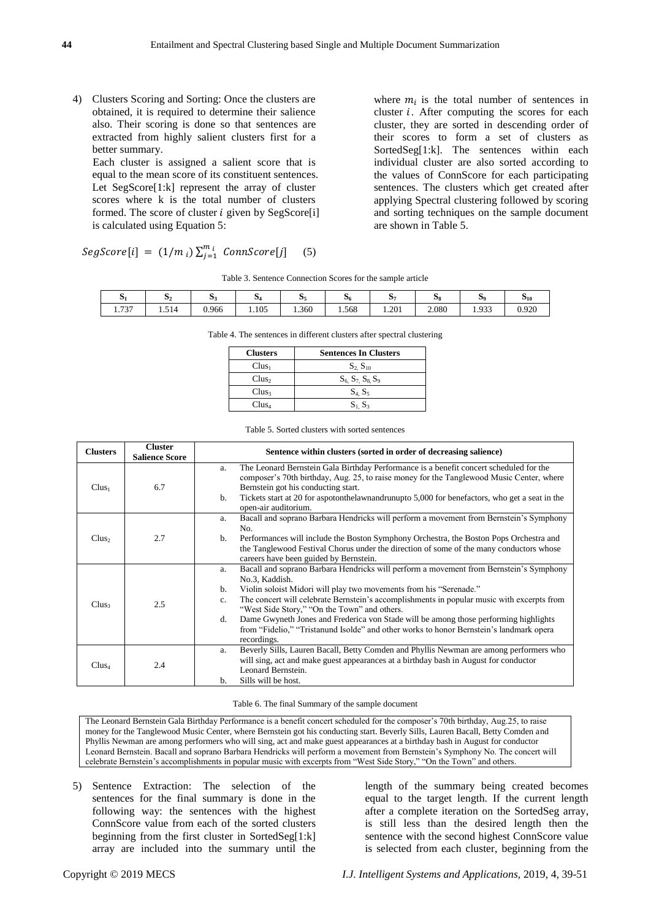4) Clusters Scoring and Sorting: Once the clusters are obtained, it is required to determine their salience also. Their scoring is done so that sentences are extracted from highly salient clusters first for a better summary.

   Each cluster is assigned a salient score that is equal to the mean score of its constituent sentences. Let SegScore[1:k] represent the array of cluster scores where k is the total number of clusters formed. The score of cluster $i$ given by SegScore[i] is calculated using Equation 5:

$$SegScore[i] = (1/m_i) \sum_{j=1}^{m_i} ConnScore[j] \quad (5)$$

where $m_i$ is the total number of sentences in cluster $i$. After computing the scores for each cluster, they are sorted in descending order of their scores to form a set of clusters as SortedSeg[1:k]. The sentences within each individual cluster are also sorted according to the values of ConnScore for each participating sentences. The clusters which get created after applying Spectral clustering followed by scoring and sorting techniques on the sample document are shown in Table 5.

Table 3. Sentence Connection Scores for the sample article

| $S_1$ | $S_2$ | $S_3$ | $S_4$ | $S_5$ | $S_6$ | $S_7$ | $S_8$ | $S_9$ | $S_{10}$ |
|---|---|---|---|---|---|---|---|---|---|
| 1.737 | 1.514 | 0.966 | 1.105 | 1.360 | 1.568 | 1.201 | 2.080 | 1.933 | 0.920 |

Table 4. The sentences in different clusters after spectral clustering

| Clusters | Sentences In Clusters |
|---|---|
| $Clus_1$ | $S_2, S_{10}$ |
| $Clus_2$ | $S_6, S_7, S_8, S_9$ |
| $Clus_3$ | $S_4, S_5$ |
| $Clus_4$ | $S_1, S_3$ |

Table 5. Sorted clusters with sorted sentences

| Clusters | Cluster Salience Score | Sentence within clusters (sorted in order of decreasing salience) |
|---|---|---|
| $Clus_1$ | 6.7 | a. The Leonard Bernstein Gala Birthday Performance is a benefit concert scheduled for the composer's 70th birthday, Aug. 25, to raise money for the Tanglewood Music Center, where Bernstein got his conducting start. b. Tickets start at 20 for aspotonthelawnandrunupto 5,000 for benefactors, who get a seat in the open-air auditorium. |
| $Clus_2$ | 2.7 | a. Bacall and soprano Barbara Hendricks will perform a movement from Bernstein's Symphony No. b. Performances will include the Boston Symphony Orchestra, the Boston Pops Orchestra and the Tanglewood Festival Chorus under the direction of some of the many conductors whose careers have been guided by Bernstein. |
| $Clus_3$ | 2.5 | a. Bacall and soprano Barbara Hendricks will perform a movement from Bernstein's Symphony No.3, Kaddish. b. Violin soloist Midori will play two movements from his "Serenade." c. The concert will celebrate Bernstein's accomplishments in popular music with excerpts from "West Side Story," "On the Town" and others. d. Dame Gwyneth Jones and Frederica von Stade will be among those performing highlights from "Fidelio," "Tristanund Isolde" and other works to honor Bernstein's landmark opera recordings. |
| $Clus_4$ | 2.4 | a. Beverly Sills, Lauren Bacall, Betty Comden and Phyllis Newman are among performers who will sing, act and make guest appearances at a birthday bash in August for conductor Leonard Bernstein. b. Sills will be host. |

Table 6. The final Summary of the sample document

| The Leonard Bernstein Gala Birthday Performance is a benefit concert scheduled for the composer's 70th birthday, Aug.25, to raise money for the Tanglewood Music Center, where Bernstein got his conducting start. Beverly Sills, Lauren Bacall, Betty Comden and Phyllis Newman are among performers who will sing, act and make guest appearances at a birthday bash in August for conductor Leonard Bernstein. Bacall and soprano Barbara Hendricks will perform a movement from Bernstein's Symphony No. The concert will celebrate Bernstein's accomplishments in popular music with excerpts from "West Side Story," "On the Town" and others. |
|---|

5) Sentence Extraction: The selection of the sentences for the final summary is done in the following way: the sentences with the highest ConnScore value from each of the sorted clusters beginning from the first cluster in SortedSeg[1:k] array are included into the summary until the length of the summary being created becomes equal to the target length. If the current length after a complete iteration on the SortedSeg array, is still less than the desired length then the sentence with the second highest ConnScore value is selected from each cluster, beginning from the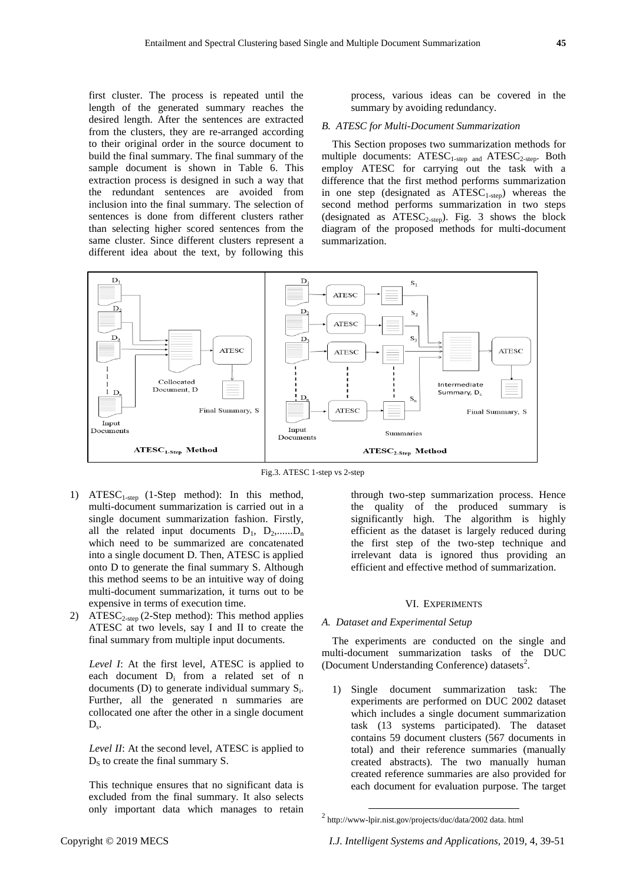first cluster. The process is repeated until the length of the generated summary reaches the desired length. After the sentences are extracted from the clusters, they are re-arranged according to their original order in the source document to build the final summary. The final summary of the sample document is shown in Table 6. This extraction process is designed in such a way that the redundant sentences are avoided from inclusion into the final summary. The selection of sentences is done from different clusters rather than selecting higher scored sentences from the same cluster. Since different clusters represent a different idea about the text, by following this process, various ideas can be covered in the summary by avoiding redundancy.

### *B. ATESC for Multi-Document Summarization*

This Section proposes two summarization methods for multiple documents: $ATESC_{1\text{-step}}$ and $ATESC_{2\text{-step}}$. Both employ ATESC for carrying out the task with a difference that the first method performs summarization in one step (designated as $ATESC_{1\text{-step}}$) whereas the second method performs summarization in two steps (designated as $ATESC_{2\text{-step}}$). Fig. 3 shows the block diagram of the proposed methods for multi-document summarization.

Fig.3. ATESC 1-step vs 2-step

1) $ATESC_{1\text{-step}}$ (1-Step method): In this method, multi-document summarization is carried out in a single document summarization fashion. Firstly, all the related input documents $D_1$, $D_2$,......$D_n$ which need to be summarized are concatenated into a single document D. Then, ATESC is applied onto D to generate the final summary S. Although this method seems to be an intuitive way of doing multi-document summarization, it turns out to be expensive in terms of execution time.
2) $ATESC_{2\text{-step}}$ (2-Step method): This method applies ATESC at two levels, say I and II to create the final summary from multiple input documents.

   *Level I*: At the first level, ATESC is applied to each document $D_i$ from a related set of n documents (D) to generate individual summary $S_i$. Further, all the generated n summaries are collocated one after the other in a single document $D_s$.

   *Level II*: At the second level, ATESC is applied to $D_S$ to create the final summary S.

   This technique ensures that no significant data is excluded from the final summary. It also selects only important data which manages to retain through two-step summarization process. Hence the quality of the produced summary is significantly high. The algorithm is highly efficient as the dataset is largely reduced during the first step of the two-step technique and irrelevant data is ignored thus providing an efficient and effective method of summarization.

## VI. Experiments

### *A. Dataset and Experimental Setup*

The experiments are conducted on the single and multi-document summarization tasks of the DUC (Document Understanding Conference) datasets[2].

1) Single document summarization task: The experiments are performed on DUC 2002 dataset which includes a single document summarization task (13 systems participated). The dataset contains 59 document clusters (567 documents in total) and their reference summaries (manually created abstracts). The two manually human created reference summaries are also provided for each document for evaluation purpose. The target

[2] http://www-lpir.nist.gov/projects/duc/data/2002 data. html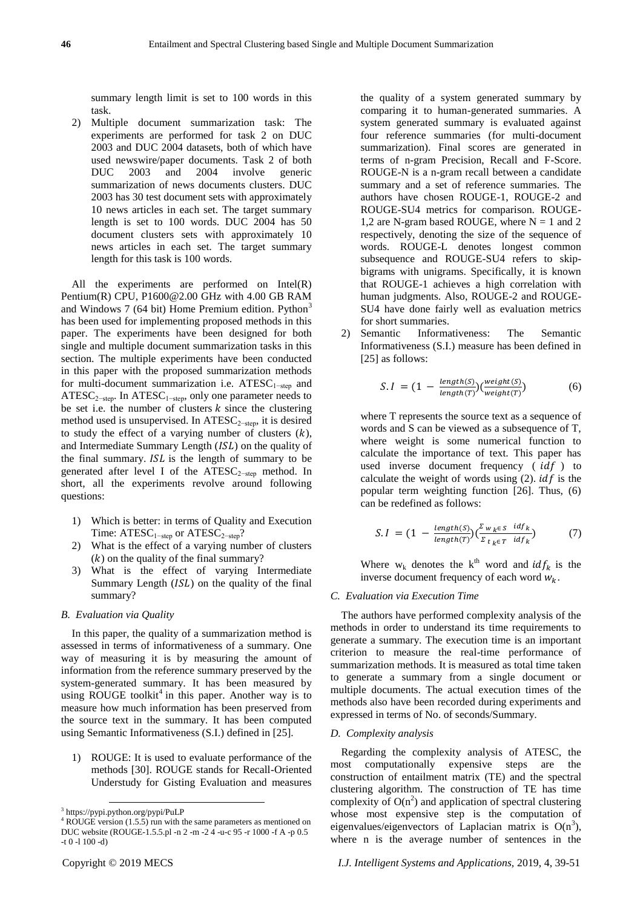summary length limit is set to 100 words in this task.

2) Multiple document summarization task: The experiments are performed for task 2 on DUC 2003 and DUC 2004 datasets, both of which have used newswire/paper documents. Task 2 of both DUC 2003 and 2004 involve generic summarization of news documents clusters. DUC 2003 has 30 test document sets with approximately 10 news articles in each set. The target summary length is set to 100 words. DUC 2004 has 50 document clusters sets with approximately 10 news articles in each set. The target summary length for this task is 100 words.

All the experiments are performed on Intel(R) Pentium(R) CPU, P1600@2.00 GHz with 4.00 GB RAM and Windows 7 (64 bit) Home Premium edition. Python[3] has been used for implementing proposed methods in this paper. The experiments have been designed for both single and multiple document summarization tasks in this section. The multiple experiments have been conducted in this paper with the proposed summarization methods for multi-document summarization i.e. $ATESC_{1-step}$ and $ATESC_{2-step}$. In $ATESC_{1-step}$, only one parameter needs to be set i.e. the number of clusters $k$ since the clustering method used is unsupervised. In $ATESC_{2-step}$, it is desired to study the effect of a varying number of clusters ($k$), and Intermediate Summary Length ($ISL$) on the quality of the final summary. $ISL$ is the length of summary to be generated after level I of the $ATESC_{2-step}$ method. In short, all the experiments revolve around following questions:

1) Which is better: in terms of Quality and Execution Time: $ATESC_{1-step}$ or $ATESC_{2-step}$?
2) What is the effect of a varying number of clusters ($k$) on the quality of the final summary?
3) What is the effect of varying Intermediate Summary Length ($ISL$) on the quality of the final summary?

### B. Evaluation via Quality

In this paper, the quality of a summarization method is assessed in terms of informativeness of a summary. One way of measuring it is by measuring the amount of information from the reference summary preserved by the system-generated summary. It has been measured by using ROUGE toolkit[4] in this paper. Another way is to measure how much information has been preserved from the source text in the summary. It has been computed using Semantic Informativeness (S.I.) defined in [25].

1) ROUGE: It is used to evaluate performance of the methods [30]. ROUGE stands for Recall-Oriented Understudy for Gisting Evaluation and measures the quality of a system generated summary by comparing it to human-generated summaries. A system generated summary is evaluated against four reference summaries (for multi-document summarization). Final scores are generated in terms of n-gram Precision, Recall and F-Score. ROUGE-N is a n-gram recall between a candidate summary and a set of reference summaries. The authors have chosen ROUGE-1, ROUGE-2 and ROUGE-SU4 metrics for comparison. ROUGE-1,2 are N-gram based ROUGE, where $N = 1$ and 2 respectively, denoting the size of the sequence of words. ROUGE-L denotes longest common subsequence and ROUGE-SU4 refers to skip-bigrams with unigrams. Specifically, it is known that ROUGE-1 achieves a high correlation with human judgments. Also, ROUGE-2 and ROUGE-SU4 have done fairly well as evaluation metrics for short summaries.

2) Semantic Informativeness: The Semantic Informativeness (S.I.) measure has been defined in [25] as follows:

$$S.I = \left(1 - \frac{length(S)}{length(T)}\right)\left(\frac{weight(S)}{weight(T)}\right) \qquad (6)$$

where T represents the source text as a sequence of words and S can be viewed as a subsequence of T, where weight is some numerical function to calculate the importance of text. This paper has used inverse document frequency ($idf$) to calculate the weight of words using (2). $idf$ is the popular term weighting function [26]. Thus, (6) can be redefined as follows:

$$S.I = \left(1 - \frac{length(S)}{length(T)}\right)\left(\frac{\sum_{w_k \in S} idf_k}{\sum_{t_k \in T} idf_k}\right) \qquad (7)$$

Where $w_k$ denotes the $k^{th}$ word and $idf_k$ is the inverse document frequency of each word $w_k$.

### C. Evaluation via Execution Time

The authors have performed complexity analysis of the methods in order to understand its time requirements to generate a summary. The execution time is an important criterion to measure the real-time performance of summarization methods. It is measured as total time taken to generate a summary from a single document or multiple documents. The actual execution times of the methods also have been recorded during experiments and expressed in terms of No. of seconds/Summary.

### D. Complexity analysis

Regarding the complexity analysis of ATESC, the most computationally expensive steps are the construction of entailment matrix (TE) and the spectral clustering algorithm. The construction of TE has time complexity of $O(n^2)$ and application of spectral clustering whose most expensive step is the computation of eigenvalues/eigenvectors of Laplacian matrix is $O(n^3)$, where n is the average number of sentences in the

[3] https://pypi.python.org/pypi/PuLP

[4] ROUGE version (1.5.5) run with the same parameters as mentioned on DUC website (ROUGE-1.5.5.pl -n 2 -m -2 4 -u-c 95 -r 1000 -f A -p 0.5 -t 0 -l 100 -d)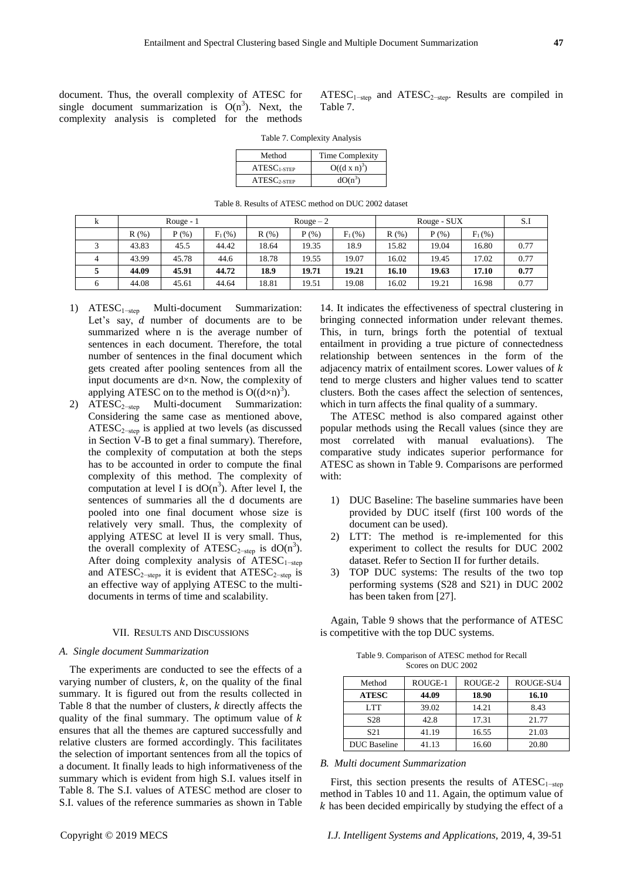document. Thus, the overall complexity of ATESC for single document summarization is $O(n^3)$. Next, the complexity analysis is completed for the methods $ATESC_{1-step}$ and $ATESC_{2-step}$. Results are compiled in Table 7.

Table 7. Complexity Analysis

| Method | Time Complexity |
|---|---|
| $ATESC_{1\text{-}STEP}$ | $O((d \times n)^3)$ |
| $ATESC_{2\text{-}STEP}$ | $dO(n^3)$ |

Table 8. Results of ATESC method on DUC 2002 dataset

| k | Rouge - 1 | | | Rouge – 2 | | | Rouge - SUX | | | S.I |
|---|---|---|---|---|---|---|---|---|---|---|
| | R (%) | P (%) | $F_1$ (%) | R (%) | P (%) | $F_1$ (%) | R (%) | P (%) | $F_1$ (%) | |
| 3 | 43.83 | 45.5 | 44.42 | 18.64 | 19.35 | 18.9 | 15.82 | 19.04 | 16.80 | 0.77 |
| 4 | 43.99 | 45.78 | 44.6 | 18.78 | 19.55 | 19.07 | 16.02 | 19.45 | 17.02 | 0.77 |
| **5** | **44.09** | **45.91** | **44.72** | **18.9** | **19.71** | **19.21** | **16.10** | **19.63** | **17.10** | **0.77** |
| 6 | 44.08 | 45.61 | 44.64 | 18.81 | 19.51 | 19.08 | 16.02 | 19.21 | 16.98 | 0.77 |

1) $ATESC_{1-step}$ Multi-document Summarization: Let's say, $d$ number of documents are to be summarized where n is the average number of sentences in each document. Therefore, the total number of sentences in the final document which gets created after pooling sentences from all the input documents are d×n. Now, the complexity of applying ATESC on to the method is $O((d \times n)^3)$.
2) $ATESC_{2-step}$ Multi-document Summarization: Considering the same case as mentioned above, $ATESC_{2-step}$ is applied at two levels (as discussed in Section V-B to get a final summary). Therefore, the complexity of computation at both the steps has to be accounted in order to compute the final complexity of this method. The complexity of computation at level I is $dO(n^3)$. After level I, the sentences of summaries all the d documents are pooled into one final document whose size is relatively very small. Thus, the complexity of applying ATESC at level II is very small. Thus, the overall complexity of $ATESC_{2-step}$ is $dO(n^3)$. After doing complexity analysis of $ATESC_{1-step}$ and $ATESC_{2-step}$, it is evident that $ATESC_{2-step}$ is an effective way of applying ATESC to the multi-documents in terms of time and scalability.

## VII. Results and Discussions

### *A. Single document Summarization*

The experiments are conducted to see the effects of a varying number of clusters, $k$, on the quality of the final summary. It is figured out from the results collected in Table 8 that the number of clusters, $k$ directly affects the quality of the final summary. The optimum value of $k$ ensures that all the themes are captured successfully and relative clusters are formed accordingly. This facilitates the selection of important sentences from all the topics of a document. It finally leads to high informativeness of the summary which is evident from high S.I. values itself in Table 8. The S.I. values of ATESC method are closer to S.I. values of the reference summaries as shown in Table 14. It indicates the effectiveness of spectral clustering in bringing connected information under relevant themes. This, in turn, brings forth the potential of textual entailment in providing a true picture of connectedness relationship between sentences in the form of the adjacency matrix of entailment scores. Lower values of $k$ tend to merge clusters and higher values tend to scatter clusters. Both the cases affect the selection of sentences, which in turn affects the final quality of a summary.

The ATESC method is also compared against other popular methods using the Recall values (since they are most correlated with manual evaluations). The comparative study indicates superior performance for ATESC as shown in Table 9. Comparisons are performed with:

1) DUC Baseline: The baseline summaries have been provided by DUC itself (first 100 words of the document can be used).
2) LTT: The method is re-implemented for this experiment to collect the results for DUC 2002 dataset. Refer to Section II for further details.
3) TOP DUC systems: The results of the two top performing systems (S28 and S21) in DUC 2002 has been taken from [27].

Again, Table 9 shows that the performance of ATESC is competitive with the top DUC systems.

Table 9. Comparison of ATESC method for Recall Scores on DUC 2002

| Method | ROUGE-1 | ROUGE-2 | ROUGE-SU4 |
|---|---|---|---|
| **ATESC** | **44.09** | **18.90** | **16.10** |
| LTT | 39.02 | 14.21 | 8.43 |
| S28 | 42.8 | 17.31 | 21.77 |
| S21 | 41.19 | 16.55 | 21.03 |
| DUC Baseline | 41.13 | 16.60 | 20.80 |

### *B. Multi document Summarization*

First, this section presents the results of $ATESC_{1-step}$ method in Tables 10 and 11. Again, the optimum value of $k$ has been decided empirically by studying the effect of a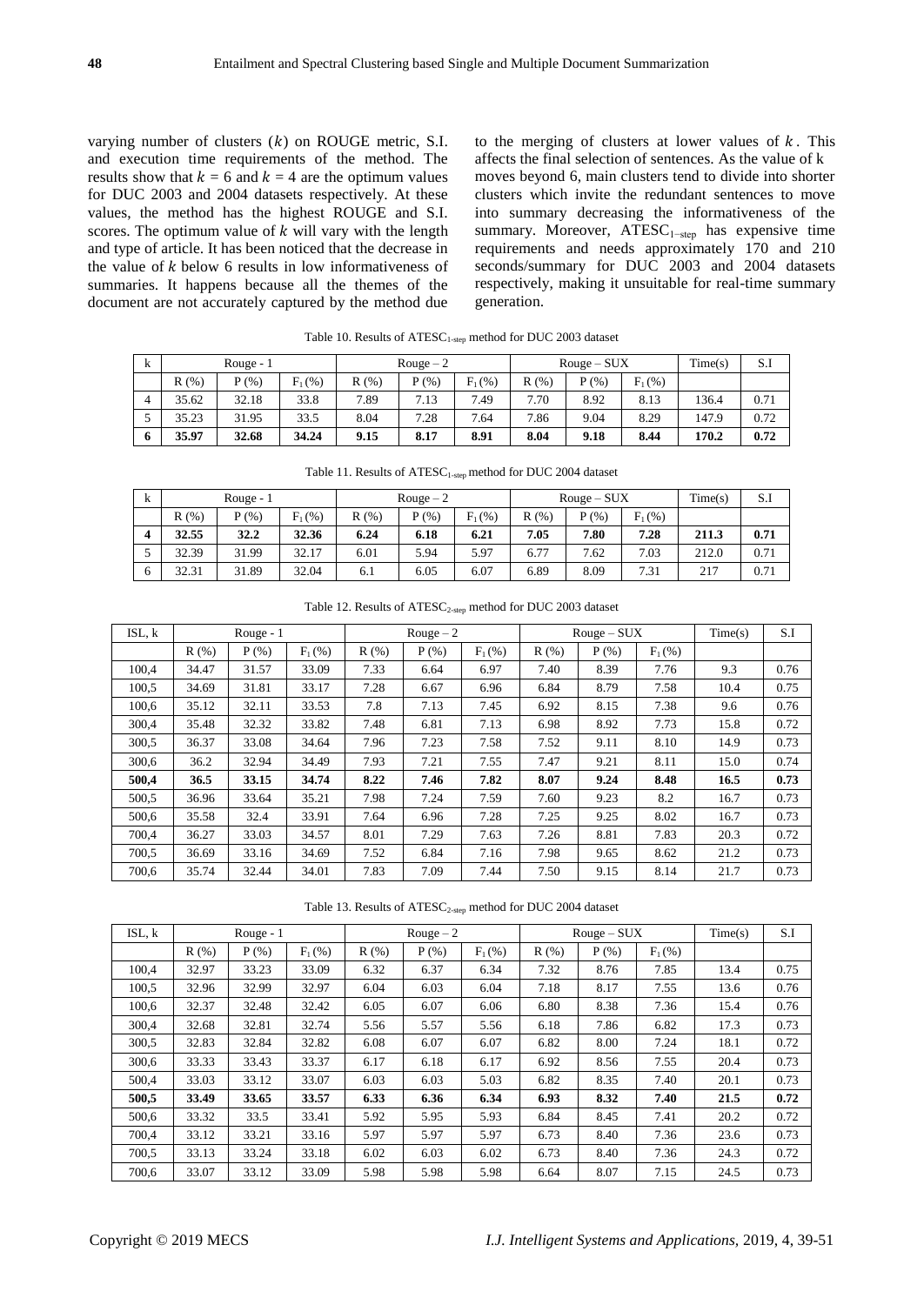varying number of clusters ($k$) on ROUGE metric, S.I. and execution time requirements of the method. The results show that $k = 6$ and $k = 4$ are the optimum values for DUC 2003 and 2004 datasets respectively. At these values, the method has the highest ROUGE and S.I. scores. The optimum value of $k$ will vary with the length and type of article. It has been noticed that the decrease in the value of $k$ below 6 results in low informativeness of summaries. It happens because all the themes of the document are not accurately captured by the method due to the merging of clusters at lower values of $k$. This affects the final selection of sentences. As the value of k moves beyond 6, main clusters tend to divide into shorter clusters which invite the redundant sentences to move into summary decreasing the informativeness of the summary. Moreover, $\text{ATESC}_{1-\text{step}}$ has expensive time requirements and needs approximately 170 and 210 seconds/summary for DUC 2003 and 2004 datasets respectively, making it unsuitable for real-time summary generation.

Table 10. Results of $\text{ATESC}_{1\text{-step}}$ method for DUC 2003 dataset

| k | Rouge - 1 | | | Rouge – 2 | | | Rouge – SUX | | | Time(s) | S.I |
|---|---|---|---|---|---|---|---|---|---|---|---|
| | R (%) | P (%) | $F_1$ (%) | R (%) | P (%) | $F_1$ (%) | R (%) | P (%) | $F_1$ (%) | | |
| 4 | 35.62 | 32.18 | 33.8 | 7.89 | 7.13 | 7.49 | 7.70 | 8.92 | 8.13 | 136.4 | 0.71 |
| 5 | 35.23 | 31.95 | 33.5 | 8.04 | 7.28 | 7.64 | 7.86 | 9.04 | 8.29 | 147.9 | 0.72 |
| **6** | **35.97** | **32.68** | **34.24** | **9.15** | **8.17** | **8.91** | **8.04** | **9.18** | **8.44** | **170.2** | **0.72** |

Table 11. Results of $\text{ATESC}_{1\text{-step}}$ method for DUC 2004 dataset

| k | Rouge - 1 | | | Rouge – 2 | | | Rouge – SUX | | | Time(s) | S.I |
|---|---|---|---|---|---|---|---|---|---|---|---|
| | R (%) | P (%) | $F_1$ (%) | R (%) | P (%) | $F_1$ (%) | R (%) | P (%) | $F_1$ (%) | | |
| **4** | **32.55** | **32.2** | **32.36** | **6.24** | **6.18** | **6.21** | **7.05** | **7.80** | **7.28** | **211.3** | **0.71** |
| 5 | 32.39 | 31.99 | 32.17 | 6.01 | 5.94 | 5.97 | 6.77 | 7.62 | 7.03 | 212.0 | 0.71 |
| 6 | 32.31 | 31.89 | 32.04 | 6.1 | 6.05 | 6.07 | 6.89 | 8.09 | 7.31 | 217 | 0.71 |

Table 12. Results of $\text{ATESC}_{2\text{-step}}$ method for DUC 2003 dataset

| ISL, k | Rouge - 1 | | | Rouge – 2 | | | Rouge – SUX | | | Time(s) | S.I |
|---|---|---|---|---|---|---|---|---|---|---|---|
| | R (%) | P (%) | $F_1$ (%) | R (%) | P (%) | $F_1$ (%) | R (%) | P (%) | $F_1$ (%) | | |
| 100,4 | 34.47 | 31.57 | 33.09 | 7.33 | 6.64 | 6.97 | 7.40 | 8.39 | 7.76 | 9.3 | 0.76 |
| 100,5 | 34.69 | 31.81 | 33.17 | 7.28 | 6.67 | 6.96 | 6.84 | 8.79 | 7.58 | 10.4 | 0.75 |
| 100,6 | 35.12 | 32.11 | 33.53 | 7.8 | 7.13 | 7.45 | 6.92 | 8.15 | 7.38 | 9.6 | 0.76 |
| 300,4 | 35.48 | 32.32 | 33.82 | 7.48 | 6.81 | 7.13 | 6.98 | 8.92 | 7.73 | 15.8 | 0.72 |
| 300,5 | 36.37 | 33.08 | 34.64 | 7.96 | 7.23 | 7.58 | 7.52 | 9.11 | 8.10 | 14.9 | 0.73 |
| 300,6 | 36.2 | 32.94 | 34.49 | 7.93 | 7.21 | 7.55 | 7.47 | 9.21 | 8.11 | 15.0 | 0.74 |
| **500,4** | **36.5** | **33.15** | **34.74** | **8.22** | **7.46** | **7.82** | **8.07** | **9.24** | **8.48** | **16.5** | **0.73** |
| 500,5 | 36.96 | 33.64 | 35.21 | 7.98 | 7.24 | 7.59 | 7.60 | 9.23 | 8.2 | 16.7 | 0.73 |
| 500,6 | 35.58 | 32.4 | 33.91 | 7.64 | 6.96 | 7.28 | 7.25 | 9.25 | 8.02 | 16.7 | 0.73 |
| 700,4 | 36.27 | 33.03 | 34.57 | 8.01 | 7.29 | 7.63 | 7.26 | 8.81 | 7.83 | 20.3 | 0.72 |
| 700,5 | 36.69 | 33.16 | 34.69 | 7.52 | 6.84 | 7.16 | 7.98 | 9.65 | 8.62 | 21.2 | 0.73 |
| 700,6 | 35.74 | 32.44 | 34.01 | 7.83 | 7.09 | 7.44 | 7.50 | 9.15 | 8.14 | 21.7 | 0.73 |

Table 13. Results of $\text{ATESC}_{2\text{-step}}$ method for DUC 2004 dataset

| ISL, k | Rouge - 1 | | | Rouge – 2 | | | Rouge – SUX | | | Time(s) | S.I |
|---|---|---|---|---|---|---|---|---|---|---|---|
| | R (%) | P (%) | $F_1$ (%) | R (%) | P (%) | $F_1$ (%) | R (%) | P (%) | $F_1$ (%) | | |
| 100,4 | 32.97 | 33.23 | 33.09 | 6.32 | 6.37 | 6.34 | 7.32 | 8.76 | 7.85 | 13.4 | 0.75 |
| 100,5 | 32.96 | 32.99 | 32.97 | 6.04 | 6.03 | 6.04 | 7.18 | 8.17 | 7.55 | 13.6 | 0.76 |
| 100,6 | 32.37 | 32.48 | 32.42 | 6.05 | 6.07 | 6.06 | 6.80 | 8.38 | 7.36 | 15.4 | 0.76 |
| 300,4 | 32.68 | 32.81 | 32.74 | 5.56 | 5.57 | 5.56 | 6.18 | 7.86 | 6.82 | 17.3 | 0.73 |
| 300,5 | 32.83 | 32.84 | 32.82 | 6.08 | 6.07 | 6.07 | 6.82 | 8.00 | 7.24 | 18.1 | 0.72 |
| 300,6 | 33.33 | 33.43 | 33.37 | 6.17 | 6.18 | 6.17 | 6.92 | 8.56 | 7.55 | 20.4 | 0.73 |
| 500,4 | 33.03 | 33.12 | 33.07 | 6.03 | 6.03 | 5.03 | 6.82 | 8.35 | 7.40 | 20.1 | 0.73 |
| **500,5** | **33.49** | **33.65** | **33.57** | **6.33** | **6.36** | **6.34** | **6.93** | **8.32** | **7.40** | **21.5** | **0.72** |
| 500,6 | 33.32 | 33.5 | 33.41 | 5.92 | 5.95 | 5.93 | 6.84 | 8.45 | 7.41 | 20.2 | 0.72 |
| 700,4 | 33.12 | 33.21 | 33.16 | 5.97 | 5.97 | 5.97 | 6.73 | 8.40 | 7.36 | 23.6 | 0.73 |
| 700,5 | 33.13 | 33.24 | 33.18 | 6.02 | 6.03 | 6.02 | 6.73 | 8.40 | 7.36 | 24.3 | 0.72 |
| 700,6 | 33.07 | 33.12 | 33.09 | 5.98 | 5.98 | 5.98 | 6.64 | 8.07 | 7.15 | 24.5 | 0.73 |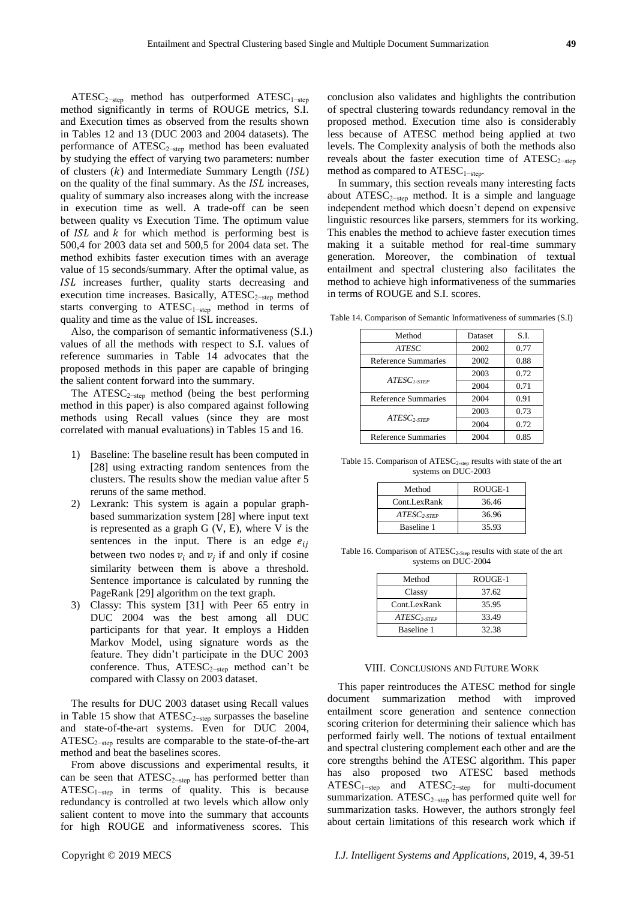$ATESC_{2-step}$ method has outperformed $ATESC_{1-step}$ method significantly in terms of ROUGE metrics, S.I. and Execution times as observed from the results shown in Tables 12 and 13 (DUC 2003 and 2004 datasets). The performance of $ATESC_{2-step}$ method has been evaluated by studying the effect of varying two parameters: number of clusters ($k$) and Intermediate Summary Length ($ISL$) on the quality of the final summary. As the $ISL$ increases, quality of summary also increases along with the increase in execution time as well. A trade-off can be seen between quality vs Execution Time. The optimum value of $ISL$ and $k$ for which method is performing best is 500,4 for 2003 data set and 500,5 for 2004 data set. The method exhibits faster execution times with an average value of 15 seconds/summary. After the optimal value, as $ISL$ increases further, quality starts decreasing and execution time increases. Basically, $ATESC_{2-step}$ method starts converging to $ATESC_{1-step}$ method in terms of quality and time as the value of ISL increases.

Also, the comparison of semantic informativeness (S.I.) values of all the methods with respect to S.I. values of reference summaries in Table 14 advocates that the proposed methods in this paper are capable of bringing the salient content forward into the summary.

The $ATESC_{2-step}$ method (being the best performing method in this paper) is also compared against following methods using Recall values (since they are most correlated with manual evaluations) in Tables 15 and 16.

1) Baseline: The baseline result has been computed in [28] using extracting random sentences from the clusters. The results show the median value after 5 reruns of the same method.
2) Lexrank: This system is again a popular graph-based summarization system [28] where input text is represented as a graph G (V, E), where V is the sentences in the input. There is an edge $e_{ij}$ between two nodes $v_i$ and $v_j$ if and only if cosine similarity between them is above a threshold. Sentence importance is calculated by running the PageRank [29] algorithm on the text graph.
3) Classy: This system [31] with Peer 65 entry in DUC 2004 was the best among all DUC participants for that year. It employs a Hidden Markov Model, using signature words as the feature. They didn't participate in the DUC 2003 conference. Thus, $ATESC_{2-step}$ method can't be compared with Classy on 2003 dataset.

The results for DUC 2003 dataset using Recall values in Table 15 show that $ATESC_{2-step}$ surpasses the baseline and state-of-the-art systems. Even for DUC 2004, $ATESC_{2-step}$ results are comparable to the state-of-the-art method and beat the baselines scores.

From above discussions and experimental results, it can be seen that $ATESC_{2-step}$ has performed better than $ATESC_{1-step}$ in terms of quality. This is because redundancy is controlled at two levels which allow only salient content to move into the summary that accounts for high ROUGE and informativeness scores. This conclusion also validates and highlights the contribution of spectral clustering towards redundancy removal in the proposed method. Execution time also is considerably less because of ATESC method being applied at two levels. The Complexity analysis of both the methods also reveals about the faster execution time of $ATESC_{2-step}$ method as compared to $ATESC_{1-step}$.

In summary, this section reveals many interesting facts about $ATESC_{2-step}$ method. It is a simple and language independent method which doesn't depend on expensive linguistic resources like parsers, stemmers for its working. This enables the method to achieve faster execution times making it a suitable method for real-time summary generation. Moreover, the combination of textual entailment and spectral clustering also facilitates the method to achieve high informativeness of the summaries in terms of ROUGE and S.I. scores.

Table 14. Comparison of Semantic Informativeness of summaries (S.I)

| Method | Dataset | S.I. |
|---|---|---|
| *ATESC* | 2002 | 0.77 |
| Reference Summaries | 2002 | 0.88 |
| $ATESC_{1-STEP}$ | 2003 | 0.72 |
| | 2004 | 0.71 |
| Reference Summaries | 2004 | 0.91 |
| $ATESC_{2-STEP}$ | 2003 | 0.73 |
| | 2004 | 0.72 |
| Reference Summaries | 2004 | 0.85 |

Table 15. Comparison of $ATESC_{2-step}$ results with state of the art systems on DUC-2003

| Method | ROUGE-1 |
|---|---|
| Cont.LexRank | 36.46 |
| $ATESC_{2-STEP}$ | 36.96 |
| Baseline 1 | 35.93 |

Table 16. Comparison of $ATESC_{2-Step}$ results with state of the art systems on DUC-2004

| Method | ROUGE-1 |
|---|---|
| Classy | 37.62 |
| Cont.LexRank | 35.95 |
| $ATESC_{2-STEP}$ | 33.49 |
| Baseline 1 | 32.38 |

## VIII. Conclusions and Future Work

This paper reintroduces the ATESC method for single document summarization method with improved entailment score generation and sentence connection scoring criterion for determining their salience which has performed fairly well. The notions of textual entailment and spectral clustering complement each other and are the core strengths behind the ATESC algorithm. This paper has also proposed two ATESC based methods $ATESC_{1-step}$ and $ATESC_{2-step}$ for multi-document summarization. $ATESC_{2-step}$ has performed quite well for summarization tasks. However, the authors strongly feel about certain limitations of this research work which if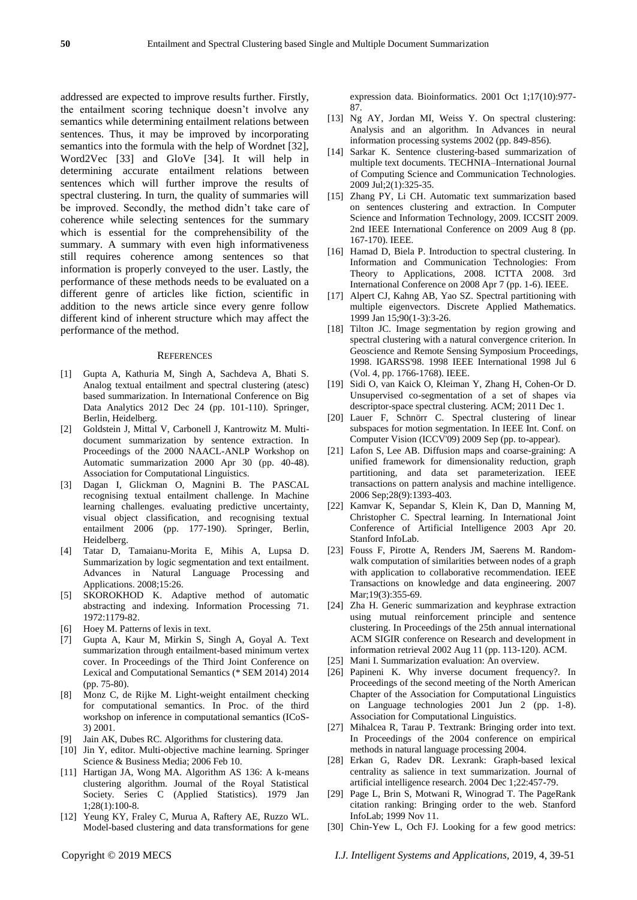addressed are expected to improve results further. Firstly, the entailment scoring technique doesn't involve any semantics while determining entailment relations between sentences. Thus, it may be improved by incorporating semantics into the formula with the help of Wordnet [32], Word2Vec [33] and GloVe [34]. It will help in determining accurate entailment relations between sentences which will further improve the results of spectral clustering. In turn, the quality of summaries will be improved. Secondly, the method didn't take care of coherence while selecting sentences for the summary which is essential for the comprehensibility of the summary. A summary with even high informativeness still requires coherence among sentences so that information is properly conveyed to the user. Lastly, the performance of these methods needs to be evaluated on a different genre of articles like fiction, scientific in addition to the news article since every genre follow different kind of inherent structure which may affect the performance of the method.

## REFERENCES

- [1] Gupta A, Kathuria M, Singh A, Sachdeva A, Bhati S. Analog textual entailment and spectral clustering (atesc) based summarization. In International Conference on Big Data Analytics 2012 Dec 24 (pp. 101-110). Springer, Berlin, Heidelberg.
- [2] Goldstein J, Mittal V, Carbonell J, Kantrowitz M. Multi-document summarization by sentence extraction. In Proceedings of the 2000 NAACL-ANLP Workshop on Automatic summarization 2000 Apr 30 (pp. 40-48). Association for Computational Linguistics.
- [3] Dagan I, Glickman O, Magnini B. The PASCAL recognising textual entailment challenge. In Machine learning challenges. evaluating predictive uncertainty, visual object classification, and recognising textual entailment 2006 (pp. 177-190). Springer, Berlin, Heidelberg.
- [4] Tatar D, Tamaianu-Morita E, Mihis A, Lupsa D. Summarization by logic segmentation and text entailment. Advances in Natural Language Processing and Applications. 2008;15:26.
- [5] SKOROKHOD K. Adaptive method of automatic abstracting and indexing. Information Processing 71. 1972:1179-82.
- [6] Hoey M. Patterns of lexis in text.
- [7] Gupta A, Kaur M, Mirkin S, Singh A, Goyal A. Text summarization through entailment-based minimum vertex cover. In Proceedings of the Third Joint Conference on Lexical and Computational Semantics (* SEM 2014) 2014 (pp. 75-80).
- [8] Monz C, de Rijke M. Light-weight entailment checking for computational semantics. In Proc. of the third workshop on inference in computational semantics (ICoS-3) 2001.
- [9] Jain AK, Dubes RC. Algorithms for clustering data.
- [10] Jin Y, editor. Multi-objective machine learning. Springer Science & Business Media; 2006 Feb 10.
- [11] Hartigan JA, Wong MA. Algorithm AS 136: A k-means clustering algorithm. Journal of the Royal Statistical Society. Series C (Applied Statistics). 1979 Jan 1;28(1):100-8.
- [12] Yeung KY, Fraley C, Murua A, Raftery AE, Ruzzo WL. Model-based clustering and data transformations for gene expression data. Bioinformatics. 2001 Oct 1;17(10):977-87.
- [13] Ng AY, Jordan MI, Weiss Y. On spectral clustering: Analysis and an algorithm. In Advances in neural information processing systems 2002 (pp. 849-856).
- [14] Sarkar K. Sentence clustering-based summarization of multiple text documents. TECHNIA–International Journal of Computing Science and Communication Technologies. 2009 Jul;2(1):325-35.
- [15] Zhang PY, Li CH. Automatic text summarization based on sentences clustering and extraction. In Computer Science and Information Technology, 2009. ICCSIT 2009. 2nd IEEE International Conference on 2009 Aug 8 (pp. 167-170). IEEE.
- [16] Hamad D, Biela P. Introduction to spectral clustering. In Information and Communication Technologies: From Theory to Applications, 2008. ICTTA 2008. 3rd International Conference on 2008 Apr 7 (pp. 1-6). IEEE.
- [17] Alpert CJ, Kahng AB, Yao SZ. Spectral partitioning with multiple eigenvectors. Discrete Applied Mathematics. 1999 Jan 15;90(1-3):3-26.
- [18] Tilton JC. Image segmentation by region growing and spectral clustering with a natural convergence criterion. In Geoscience and Remote Sensing Symposium Proceedings, 1998. IGARSS'98. 1998 IEEE International 1998 Jul 6 (Vol. 4, pp. 1766-1768). IEEE.
- [19] Sidi O, van Kaick O, Kleiman Y, Zhang H, Cohen-Or D. Unsupervised co-segmentation of a set of shapes via descriptor-space spectral clustering. ACM; 2011 Dec 1.
- [20] Lauer F, Schnörr C. Spectral clustering of linear subspaces for motion segmentation. In IEEE Int. Conf. on Computer Vision (ICCV'09) 2009 Sep (pp. to-appear).
- [21] Lafon S, Lee AB. Diffusion maps and coarse-graining: A unified framework for dimensionality reduction, graph partitioning, and data set parameterization. IEEE transactions on pattern analysis and machine intelligence. 2006 Sep;28(9):1393-403.
- [22] Kamvar K, Sepandar S, Klein K, Dan D, Manning M, Christopher C. Spectral learning. In International Joint Conference of Artificial Intelligence 2003 Apr 20. Stanford InfoLab.
- [23] Fouss F, Pirotte A, Renders JM, Saerens M. Random-walk computation of similarities between nodes of a graph with application to collaborative recommendation. IEEE Transactions on knowledge and data engineering. 2007 Mar;19(3):355-69.
- [24] Zha H. Generic summarization and keyphrase extraction using mutual reinforcement principle and sentence clustering. In Proceedings of the 25th annual international ACM SIGIR conference on Research and development in information retrieval 2002 Aug 11 (pp. 113-120). ACM.
- [25] Mani I. Summarization evaluation: An overview.
- [26] Papineni K. Why inverse document frequency?. In Proceedings of the second meeting of the North American Chapter of the Association for Computational Linguistics on Language technologies 2001 Jun 2 (pp. 1-8). Association for Computational Linguistics.
- [27] Mihalcea R, Tarau P. Textrank: Bringing order into text. In Proceedings of the 2004 conference on empirical methods in natural language processing 2004.
- [28] Erkan G, Radev DR. Lexrank: Graph-based lexical centrality as salience in text summarization. Journal of artificial intelligence research. 2004 Dec 1;22:457-79.
- [29] Page L, Brin S, Motwani R, Winograd T. The PageRank citation ranking: Bringing order to the web. Stanford InfoLab; 1999 Nov 11.
- [30] Chin-Yew L, Och FJ. Looking for a few good metrics: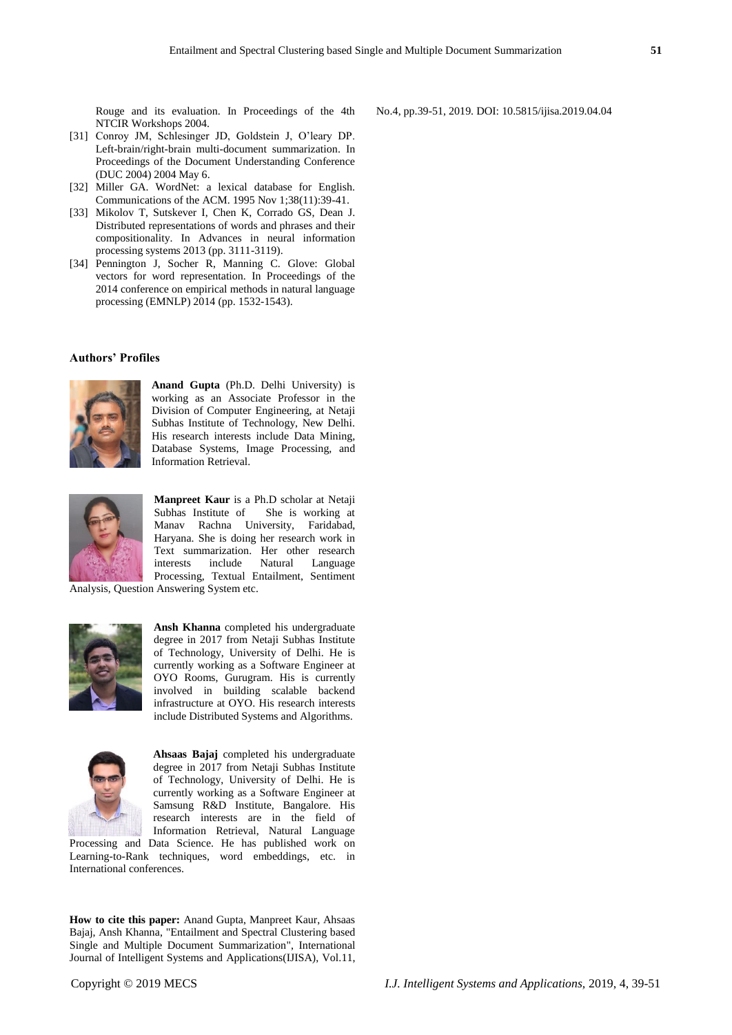Rouge and its evaluation. In Proceedings of the 4th NTCIR Workshops 2004.

[31] Conroy JM, Schlesinger JD, Goldstein J, O'leary DP. Left-brain/right-brain multi-document summarization. In Proceedings of the Document Understanding Conference (DUC 2004) 2004 May 6.

[32] Miller GA. WordNet: a lexical database for English. Communications of the ACM. 1995 Nov 1;38(11):39-41.

[33] Mikolov T, Sutskever I, Chen K, Corrado GS, Dean J. Distributed representations of words and phrases and their compositionality. In Advances in neural information processing systems 2013 (pp. 3111-3119).

[34] Pennington J, Socher R, Manning C. Glove: Global vectors for word representation. In Proceedings of the 2014 conference on empirical methods in natural language processing (EMNLP) 2014 (pp. 1532-1543).

### Authors' Profiles

**Anand Gupta** (Ph.D. Delhi University) is working as an Associate Professor in the Division of Computer Engineering, at Netaji Subhas Institute of Technology, New Delhi. His research interests include Data Mining, Database Systems, Image Processing, and Information Retrieval.

**Manpreet Kaur** is a Ph.D scholar at Netaji Subhas Institute of She is working at Manav Rachna University, Faridabad, Haryana. She is doing her research work in Text summarization. Her other research interests include Natural Language Processing, Textual Entailment, Sentiment Analysis, Question Answering System etc.

**Ansh Khanna** completed his undergraduate degree in 2017 from Netaji Subhas Institute of Technology, University of Delhi. He is currently working as a Software Engineer at OYO Rooms, Gurugram. His is currently involved in building scalable backend infrastructure at OYO. His research interests include Distributed Systems and Algorithms.

**Ahsaas Bajaj** completed his undergraduate degree in 2017 from Netaji Subhas Institute of Technology, University of Delhi. He is currently working as a Software Engineer at Samsung R&D Institute, Bangalore. His research interests are in the field of Information Retrieval, Natural Language Processing and Data Science. He has published work on Learning-to-Rank techniques, word embeddings, etc. in International conferences.

**How to cite this paper:** Anand Gupta, Manpreet Kaur, Ahsaas Bajaj, Ansh Khanna, "Entailment and Spectral Clustering based Single and Multiple Document Summarization", International Journal of Intelligent Systems and Applications(IJISA), Vol.11, No.4, pp.39-51, 2019. DOI: 10.5815/ijisa.2019.04.04